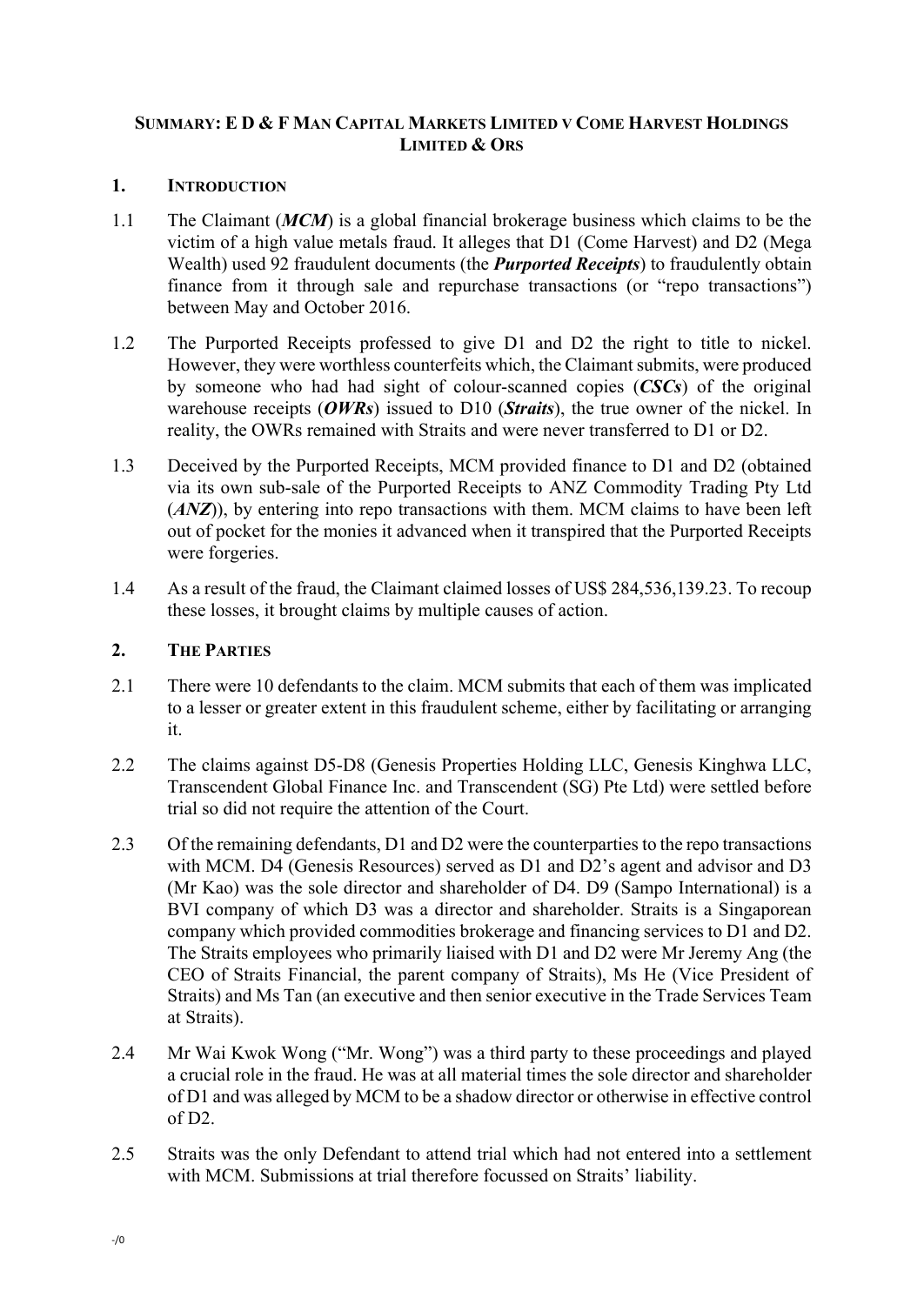# SUMMARY: E D & F MAN CAPITAL MARKETS LIMITED V COME HARVEST HOLDINGS LIMITED & ORS

## 1. INTRODUCTION

1.1 The Claimant (***MCM***) is a global financial brokerage business which claims to be the victim of a high value metals fraud. It alleges that D1 (Come Harvest) and D2 (Mega Wealth) used 92 fraudulent documents (the ***Purported Receipts***) to fraudulently obtain finance from it through sale and repurchase transactions (or "repo transactions") between May and October 2016.

1.2 The Purported Receipts professed to give D1 and D2 the right to title to nickel. However, they were worthless counterfeits which, the Claimant submits, were produced by someone who had had sight of colour-scanned copies (***CSCs***) of the original warehouse receipts (***OWRs***) issued to D10 (***Straits***), the true owner of the nickel. In reality, the OWRs remained with Straits and were never transferred to D1 or D2.

1.3 Deceived by the Purported Receipts, MCM provided finance to D1 and D2 (obtained via its own sub-sale of the Purported Receipts to ANZ Commodity Trading Pty Ltd (***ANZ***)), by entering into repo transactions with them. MCM claims to have been left out of pocket for the monies it advanced when it transpired that the Purported Receipts were forgeries.

1.4 As a result of the fraud, the Claimant claimed losses of US$ 284,536,139.23. To recoup these losses, it brought claims by multiple causes of action.

## 2. THE PARTIES

2.1 There were 10 defendants to the claim. MCM submits that each of them was implicated to a lesser or greater extent in this fraudulent scheme, either by facilitating or arranging it.

2.2 The claims against D5-D8 (Genesis Properties Holding LLC, Genesis Kinghwa LLC, Transcendent Global Finance Inc. and Transcendent (SG) Pte Ltd) were settled before trial so did not require the attention of the Court.

2.3 Of the remaining defendants, D1 and D2 were the counterparties to the repo transactions with MCM. D4 (Genesis Resources) served as D1 and D2's agent and advisor and D3 (Mr Kao) was the sole director and shareholder of D4. D9 (Sampo International) is a BVI company of which D3 was a director and shareholder. Straits is a Singaporean company which provided commodities brokerage and financing services to D1 and D2. The Straits employees who primarily liaised with D1 and D2 were Mr Jeremy Ang (the CEO of Straits Financial, the parent company of Straits), Ms He (Vice President of Straits) and Ms Tan (an executive and then senior executive in the Trade Services Team at Straits).

2.4 Mr Wai Kwok Wong ("Mr. Wong") was a third party to these proceedings and played a crucial role in the fraud. He was at all material times the sole director and shareholder of D1 and was alleged by MCM to be a shadow director or otherwise in effective control of D2.

2.5 Straits was the only Defendant to attend trial which had not entered into a settlement with MCM. Submissions at trial therefore focussed on Straits' liability.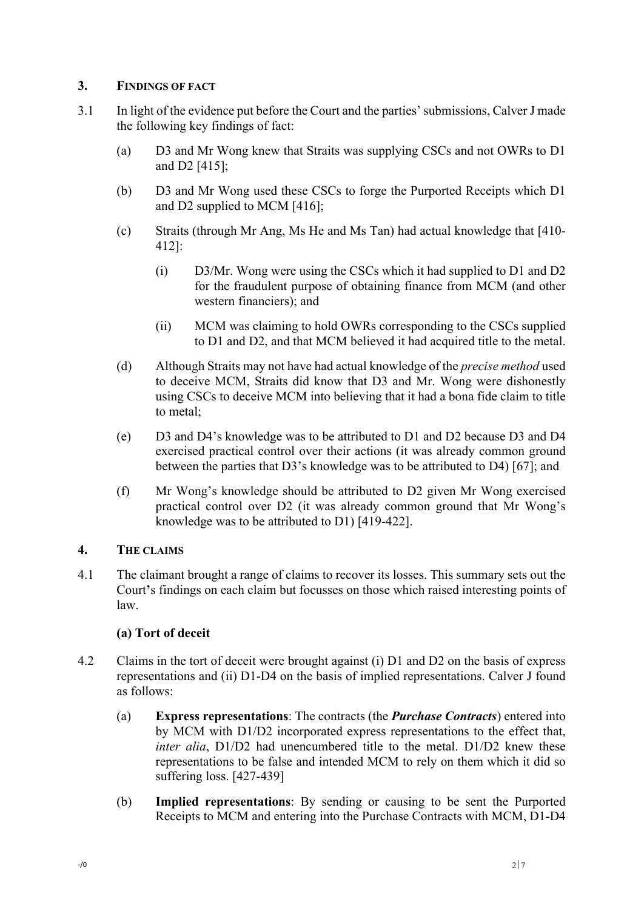## 3. FINDINGS OF FACT

3.1 In light of the evidence put before the Court and the parties' submissions, Calver J made the following key findings of fact:

(a) D3 and Mr Wong knew that Straits was supplying CSCs and not OWRs to D1 and D2 [415];

(b) D3 and Mr Wong used these CSCs to forge the Purported Receipts which D1 and D2 supplied to MCM [416];

(c) Straits (through Mr Ang, Ms He and Ms Tan) had actual knowledge that [410-412]:

(i) D3/Mr. Wong were using the CSCs which it had supplied to D1 and D2 for the fraudulent purpose of obtaining finance from MCM (and other western financiers); and

(ii) MCM was claiming to hold OWRs corresponding to the CSCs supplied to D1 and D2, and that MCM believed it had acquired title to the metal.

(d) Although Straits may not have had actual knowledge of the *precise method* used to deceive MCM, Straits did know that D3 and Mr. Wong were dishonestly using CSCs to deceive MCM into believing that it had a bona fide claim to title to metal;

(e) D3 and D4's knowledge was to be attributed to D1 and D2 because D3 and D4 exercised practical control over their actions (it was already common ground between the parties that D3's knowledge was to be attributed to D4) [67]; and

(f) Mr Wong's knowledge should be attributed to D2 given Mr Wong exercised practical control over D2 (it was already common ground that Mr Wong's knowledge was to be attributed to D1) [419-422].

## 4. THE CLAIMS

4.1 The claimant brought a range of claims to recover its losses. This summary sets out the Court's findings on each claim but focusses on those which raised interesting points of law.

### (a) Tort of deceit

4.2 Claims in the tort of deceit were brought against (i) D1 and D2 on the basis of express representations and (ii) D1-D4 on the basis of implied representations. Calver J found as follows:

(a) **Express representations**: The contracts (the ***Purchase Contracts***) entered into by MCM with D1/D2 incorporated express representations to the effect that, *inter alia*, D1/D2 had unencumbered title to the metal. D1/D2 knew these representations to be false and intended MCM to rely on them which it did so suffering loss. [427-439]

(b) **Implied representations**: By sending or causing to be sent the Purported Receipts to MCM and entering into the Purchase Contracts with MCM, D1-D4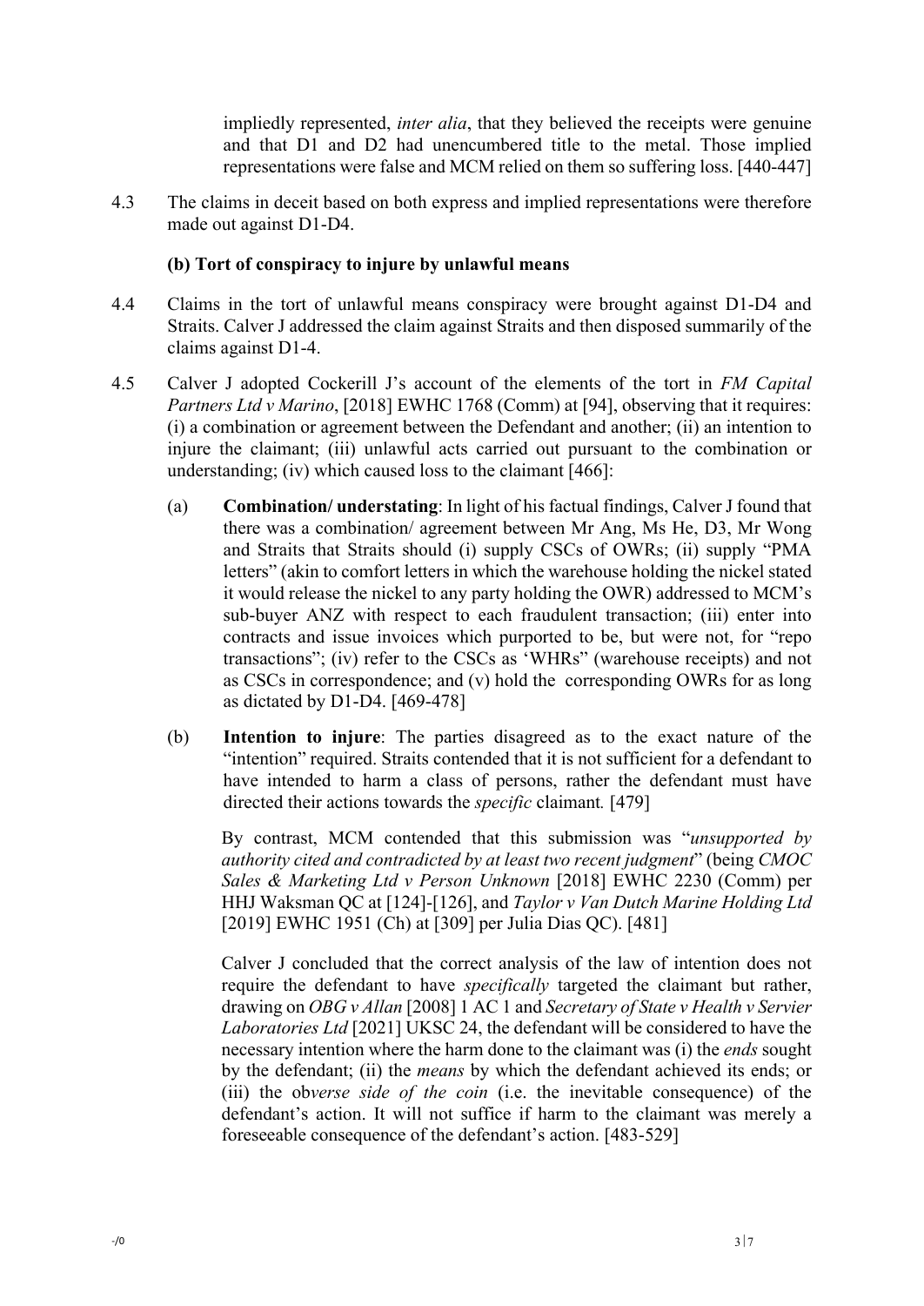impliedly represented, *inter alia*, that they believed the receipts were genuine and that D1 and D2 had unencumbered title to the metal. Those implied representations were false and MCM relied on them so suffering loss. [440-447]

4.3 The claims in deceit based on both express and implied representations were therefore made out against D1-D4.

**(b) Tort of conspiracy to injure by unlawful means**

4.4 Claims in the tort of unlawful means conspiracy were brought against D1-D4 and Straits. Calver J addressed the claim against Straits and then disposed summarily of the claims against D1-4.

4.5 Calver J adopted Cockerill J's account of the elements of the tort in *FM Capital Partners Ltd v Marino*, [2018] EWHC 1768 (Comm) at [94], observing that it requires: (i) a combination or agreement between the Defendant and another; (ii) an intention to injure the claimant; (iii) unlawful acts carried out pursuant to the combination or understanding; (iv) which caused loss to the claimant [466]:

(a) **Combination/ understating**: In light of his factual findings, Calver J found that there was a combination/ agreement between Mr Ang, Ms He, D3, Mr Wong and Straits that Straits should (i) supply CSCs of OWRs; (ii) supply "PMA letters" (akin to comfort letters in which the warehouse holding the nickel stated it would release the nickel to any party holding the OWR) addressed to MCM's sub-buyer ANZ with respect to each fraudulent transaction; (iii) enter into contracts and issue invoices which purported to be, but were not, for "repo transactions"; (iv) refer to the CSCs as 'WHRs' (warehouse receipts) and not as CSCs in correspondence; and (v) hold the corresponding OWRs for as long as dictated by D1-D4. [469-478]

(b) **Intention to injure**: The parties disagreed as to the exact nature of the "intention" required. Straits contended that it is not sufficient for a defendant to have intended to harm a class of persons, rather the defendant must have directed their actions towards the *specific* claimant*.* [479]

By contrast, MCM contended that this submission was "*unsupported by authority cited and contradicted by at least two recent judgment*" (being *CMOC Sales & Marketing Ltd v Person Unknown* [2018] EWHC 2230 (Comm) per HHJ Waksman QC at [124]-[126], and *Taylor v Van Dutch Marine Holding Ltd* [2019] EWHC 1951 (Ch) at [309] per Julia Dias QC). [481]

Calver J concluded that the correct analysis of the law of intention does not require the defendant to have *specifically* targeted the claimant but rather, drawing on *OBG v Allan* [2008] 1 AC 1 and *Secretary of State v Health v Servier Laboratories Ltd* [2021] UKSC 24, the defendant will be considered to have the necessary intention where the harm done to the claimant was (i) the *ends* sought by the defendant; (ii) the *means* by which the defendant achieved its ends; or (iii) the ob*verse side of the coin* (i.e. the inevitable consequence) of the defendant's action. It will not suffice if harm to the claimant was merely a foreseeable consequence of the defendant's action. [483-529]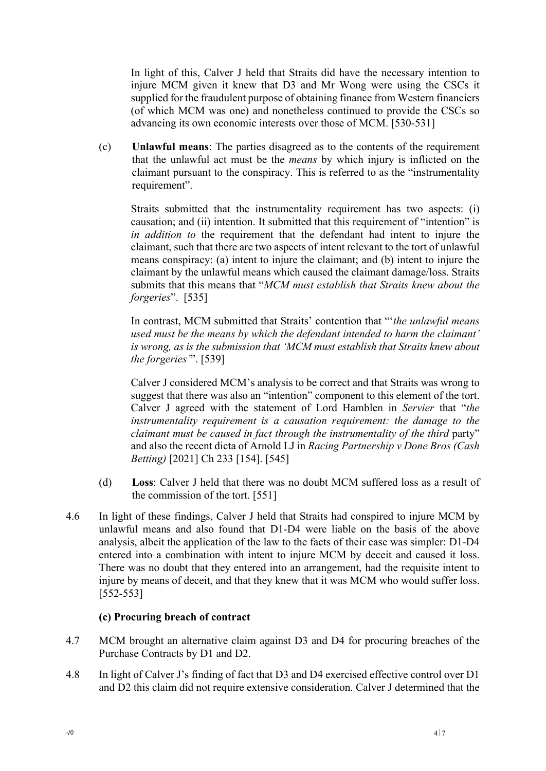In light of this, Calver J held that Straits did have the necessary intention to injure MCM given it knew that D3 and Mr Wong were using the CSCs it supplied for the fraudulent purpose of obtaining finance from Western financiers (of which MCM was one) and nonetheless continued to provide the CSCs so advancing its own economic interests over those of MCM. [530-531]

(c) **Unlawful means**: The parties disagreed as to the contents of the requirement that the unlawful act must be the *means* by which injury is inflicted on the claimant pursuant to the conspiracy. This is referred to as the "instrumentality requirement".

Straits submitted that the instrumentality requirement has two aspects: (i) causation; and (ii) intention. It submitted that this requirement of "intention" is *in addition to* the requirement that the defendant had intent to injure the claimant, such that there are two aspects of intent relevant to the tort of unlawful means conspiracy: (a) intent to injure the claimant; and (b) intent to injure the claimant by the unlawful means which caused the claimant damage/loss. Straits submits that this means that "*MCM must establish that Straits knew about the forgeries*". [535]

In contrast, MCM submitted that Straits' contention that "'*the unlawful means used must be the means by which the defendant intended to harm the claimant' is wrong, as is the submission that 'MCM must establish that Straits knew about the forgeries'*". [539]

Calver J considered MCM's analysis to be correct and that Straits was wrong to suggest that there was also an "intention" component to this element of the tort. Calver J agreed with the statement of Lord Hamblen in *Servier* that "*the instrumentality requirement is a causation requirement: the damage to the claimant must be caused in fact through the instrumentality of the third* party" and also the recent dicta of Arnold LJ in *Racing Partnership v Done Bros (Cash Betting)* [2021] Ch 233 [154]. [545]

(d) **Loss**: Calver J held that there was no doubt MCM suffered loss as a result of the commission of the tort. [551]

4.6 In light of these findings, Calver J held that Straits had conspired to injure MCM by unlawful means and also found that D1-D4 were liable on the basis of the above analysis, albeit the application of the law to the facts of their case was simpler: D1-D4 entered into a combination with intent to injure MCM by deceit and caused it loss. There was no doubt that they entered into an arrangement, had the requisite intent to injure by means of deceit, and that they knew that it was MCM who would suffer loss. [552-553]

### (c) Procuring breach of contract

4.7 MCM brought an alternative claim against D3 and D4 for procuring breaches of the Purchase Contracts by D1 and D2.

4.8 In light of Calver J's finding of fact that D3 and D4 exercised effective control over D1 and D2 this claim did not require extensive consideration. Calver J determined that the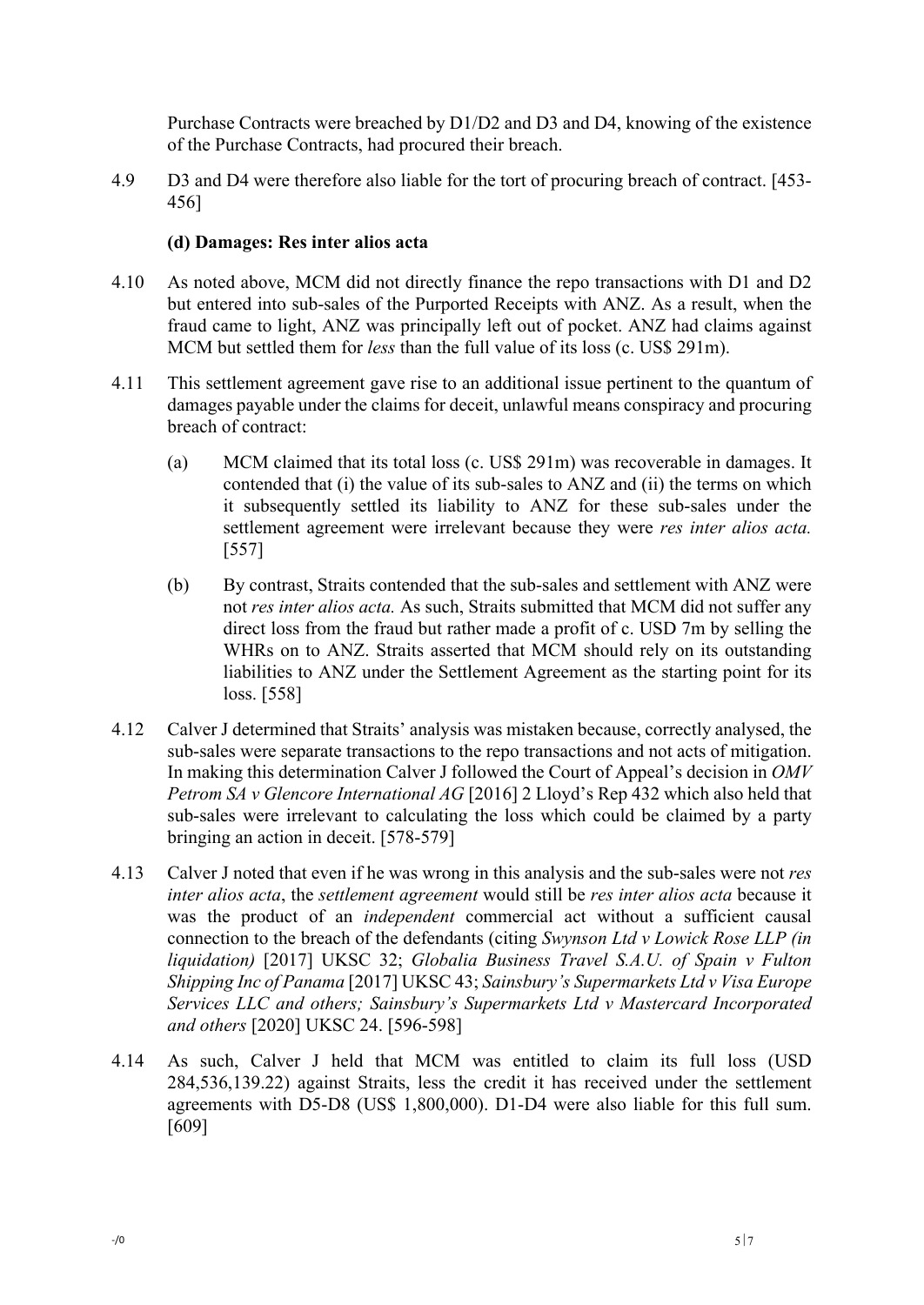Purchase Contracts were breached by D1/D2 and D3 and D4, knowing of the existence of the Purchase Contracts, had procured their breach.

4.9 D3 and D4 were therefore also liable for the tort of procuring breach of contract. [453-456]

**(d) Damages: Res inter alios acta**

4.10 As noted above, MCM did not directly finance the repo transactions with D1 and D2 but entered into sub-sales of the Purported Receipts with ANZ. As a result, when the fraud came to light, ANZ was principally left out of pocket. ANZ had claims against MCM but settled them for *less* than the full value of its loss (c. US$ 291m).

4.11 This settlement agreement gave rise to an additional issue pertinent to the quantum of damages payable under the claims for deceit, unlawful means conspiracy and procuring breach of contract:

(a) MCM claimed that its total loss (c. US$ 291m) was recoverable in damages. It contended that (i) the value of its sub-sales to ANZ and (ii) the terms on which it subsequently settled its liability to ANZ for these sub-sales under the settlement agreement were irrelevant because they were *res inter alios acta.* [557]

(b) By contrast, Straits contended that the sub-sales and settlement with ANZ were not *res inter alios acta.* As such, Straits submitted that MCM did not suffer any direct loss from the fraud but rather made a profit of c. USD 7m by selling the WHRs on to ANZ. Straits asserted that MCM should rely on its outstanding liabilities to ANZ under the Settlement Agreement as the starting point for its loss. [558]

4.12 Calver J determined that Straits' analysis was mistaken because, correctly analysed, the sub-sales were separate transactions to the repo transactions and not acts of mitigation. In making this determination Calver J followed the Court of Appeal's decision in *OMV Petrom SA v Glencore International AG* [2016] 2 Lloyd's Rep 432 which also held that sub-sales were irrelevant to calculating the loss which could be claimed by a party bringing an action in deceit. [578-579]

4.13 Calver J noted that even if he was wrong in this analysis and the sub-sales were not *res inter alios acta*, the *settlement agreement* would still be *res inter alios acta* because it was the product of an *independent* commercial act without a sufficient causal connection to the breach of the defendants (citing *Swynson Ltd v Lowick Rose LLP (in liquidation)* [2017] UKSC 32; *Globalia Business Travel S.A.U. of Spain v Fulton Shipping Inc of Panama* [2017] UKSC 43; *Sainsbury's Supermarkets Ltd v Visa Europe Services LLC and others; Sainsbury's Supermarkets Ltd v Mastercard Incorporated and others* [2020] UKSC 24. [596-598]

4.14 As such, Calver J held that MCM was entitled to claim its full loss (USD 284,536,139.22) against Straits, less the credit it has received under the settlement agreements with D5-D8 (US$ 1,800,000). D1-D4 were also liable for this full sum. [609]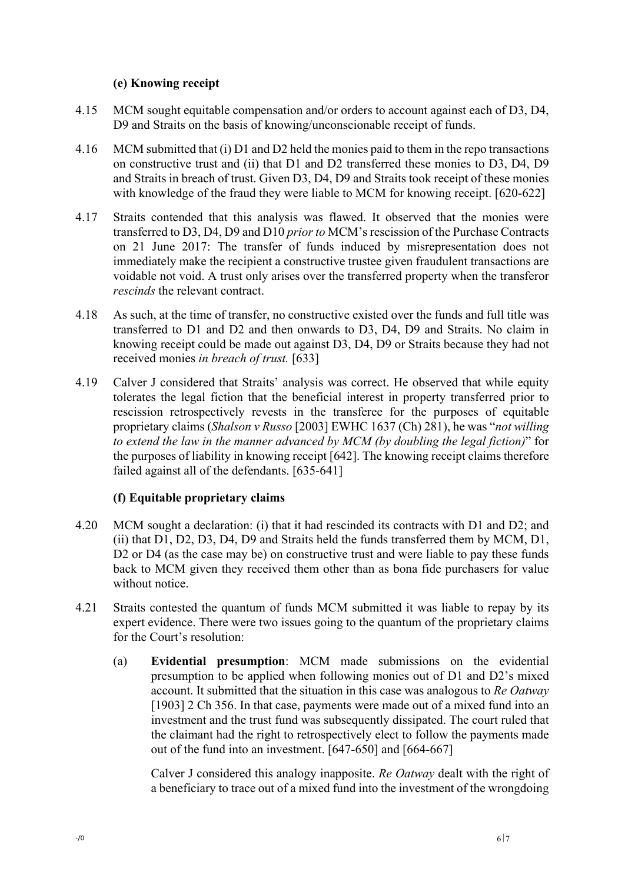### (e) Knowing receipt

4.15 MCM sought equitable compensation and/or orders to account against each of D3, D4, D9 and Straits on the basis of knowing/unconscionable receipt of funds.

4.16 MCM submitted that (i) D1 and D2 held the monies paid to them in the repo transactions on constructive trust and (ii) that D1 and D2 transferred these monies to D3, D4, D9 and Straits in breach of trust. Given D3, D4, D9 and Straits took receipt of these monies with knowledge of the fraud they were liable to MCM for knowing receipt. [620-622]

4.17 Straits contended that this analysis was flawed. It observed that the monies were transferred to D3, D4, D9 and D10 *prior to* MCM's rescission of the Purchase Contracts on 21 June 2017: The transfer of funds induced by misrepresentation does not immediately make the recipient a constructive trustee given fraudulent transactions are voidable not void. A trust only arises over the transferred property when the transferor *rescinds* the relevant contract.

4.18 As such, at the time of transfer, no constructive existed over the funds and full title was transferred to D1 and D2 and then onwards to D3, D4, D9 and Straits. No claim in knowing receipt could be made out against D3, D4, D9 or Straits because they had not received monies *in breach of trust.* [633]

4.19 Calver J considered that Straits' analysis was correct. He observed that while equity tolerates the legal fiction that the beneficial interest in property transferred prior to rescission retrospectively revests in the transferee for the purposes of equitable proprietary claims (*Shalson v Russo* [2003] EWHC 1637 (Ch) 281), he was "*not willing to extend the law in the manner advanced by MCM (by doubling the legal fiction)*" for the purposes of liability in knowing receipt [642]. The knowing receipt claims therefore failed against all of the defendants. [635-641]

### (f) Equitable proprietary claims

4.20 MCM sought a declaration: (i) that it had rescinded its contracts with D1 and D2; and (ii) that D1, D2, D3, D4, D9 and Straits held the funds transferred them by MCM, D1, D2 or D4 (as the case may be) on constructive trust and were liable to pay these funds back to MCM given they received them other than as bona fide purchasers for value without notice.

4.21 Straits contested the quantum of funds MCM submitted it was liable to repay by its expert evidence. There were two issues going to the quantum of the proprietary claims for the Court's resolution:

(a) **Evidential presumption**: MCM made submissions on the evidential presumption to be applied when following monies out of D1 and D2's mixed account. It submitted that the situation in this case was analogous to *Re Oatway* [1903] 2 Ch 356. In that case, payments were made out of a mixed fund into an investment and the trust fund was subsequently dissipated. The court ruled that the claimant had the right to retrospectively elect to follow the payments made out of the fund into an investment. [647-650] and [664-667]

Calver J considered this analogy inapposite. *Re Oatway* dealt with the right of a beneficiary to trace out of a mixed fund into the investment of the wrongdoing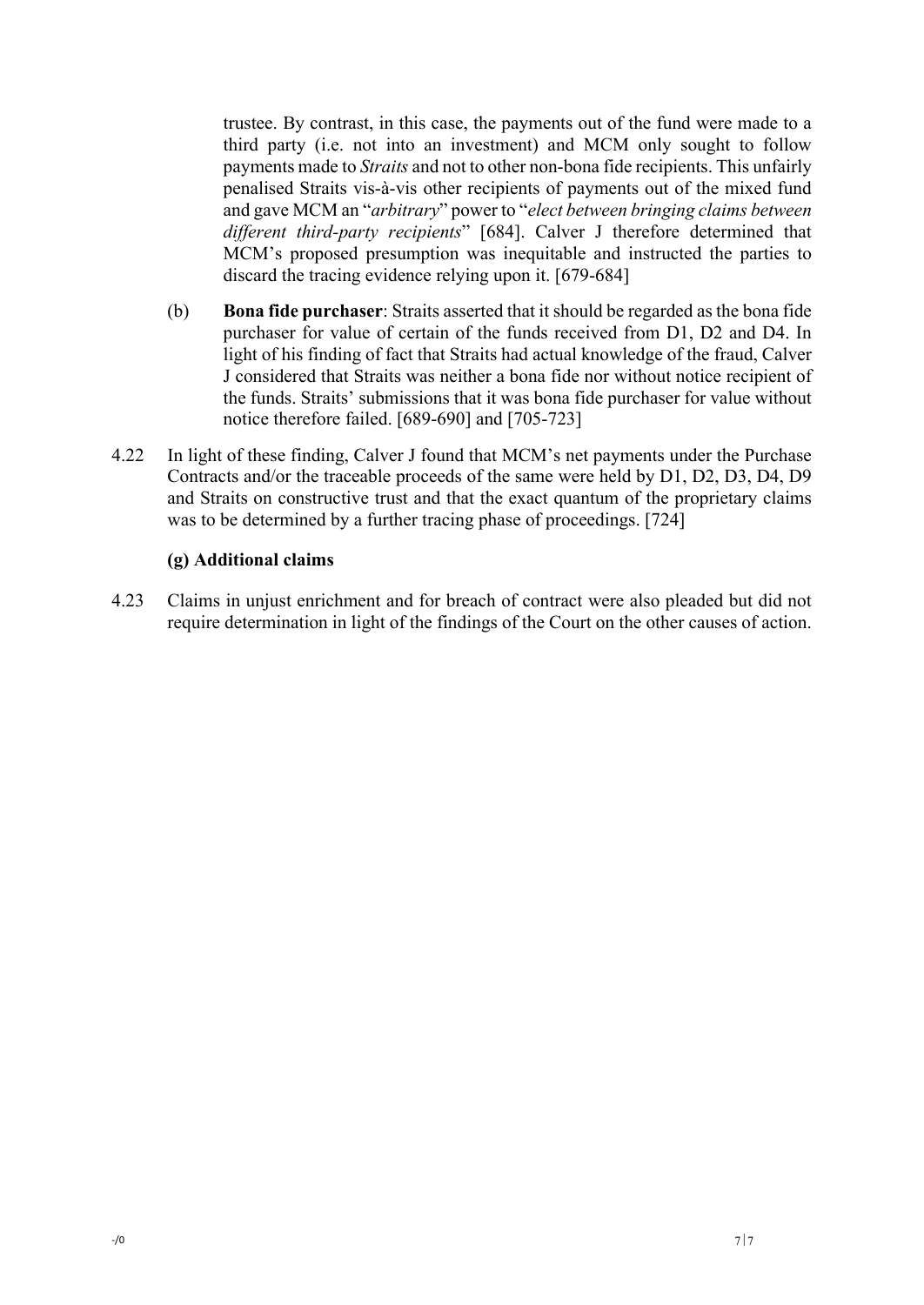trustee. By contrast, in this case, the payments out of the fund were made to a third party (i.e. not into an investment) and MCM only sought to follow payments made to *Straits* and not to other non-bona fide recipients. This unfairly penalised Straits vis-à-vis other recipients of payments out of the mixed fund and gave MCM an "*arbitrary*" power to "*elect between bringing claims between different third-party recipients*" [684]. Calver J therefore determined that MCM's proposed presumption was inequitable and instructed the parties to discard the tracing evidence relying upon it. [679-684]

(b) **Bona fide purchaser**: Straits asserted that it should be regarded as the bona fide purchaser for value of certain of the funds received from D1, D2 and D4. In light of his finding of fact that Straits had actual knowledge of the fraud, Calver J considered that Straits was neither a bona fide nor without notice recipient of the funds. Straits' submissions that it was bona fide purchaser for value without notice therefore failed. [689-690] and [705-723]

4.22 In light of these finding, Calver J found that MCM's net payments under the Purchase Contracts and/or the traceable proceeds of the same were held by D1, D2, D3, D4, D9 and Straits on constructive trust and that the exact quantum of the proprietary claims was to be determined by a further tracing phase of proceedings. [724]

**(g) Additional claims**

4.23 Claims in unjust enrichment and for breach of contract were also pleaded but did not require determination in light of the findings of the Court on the other causes of action.